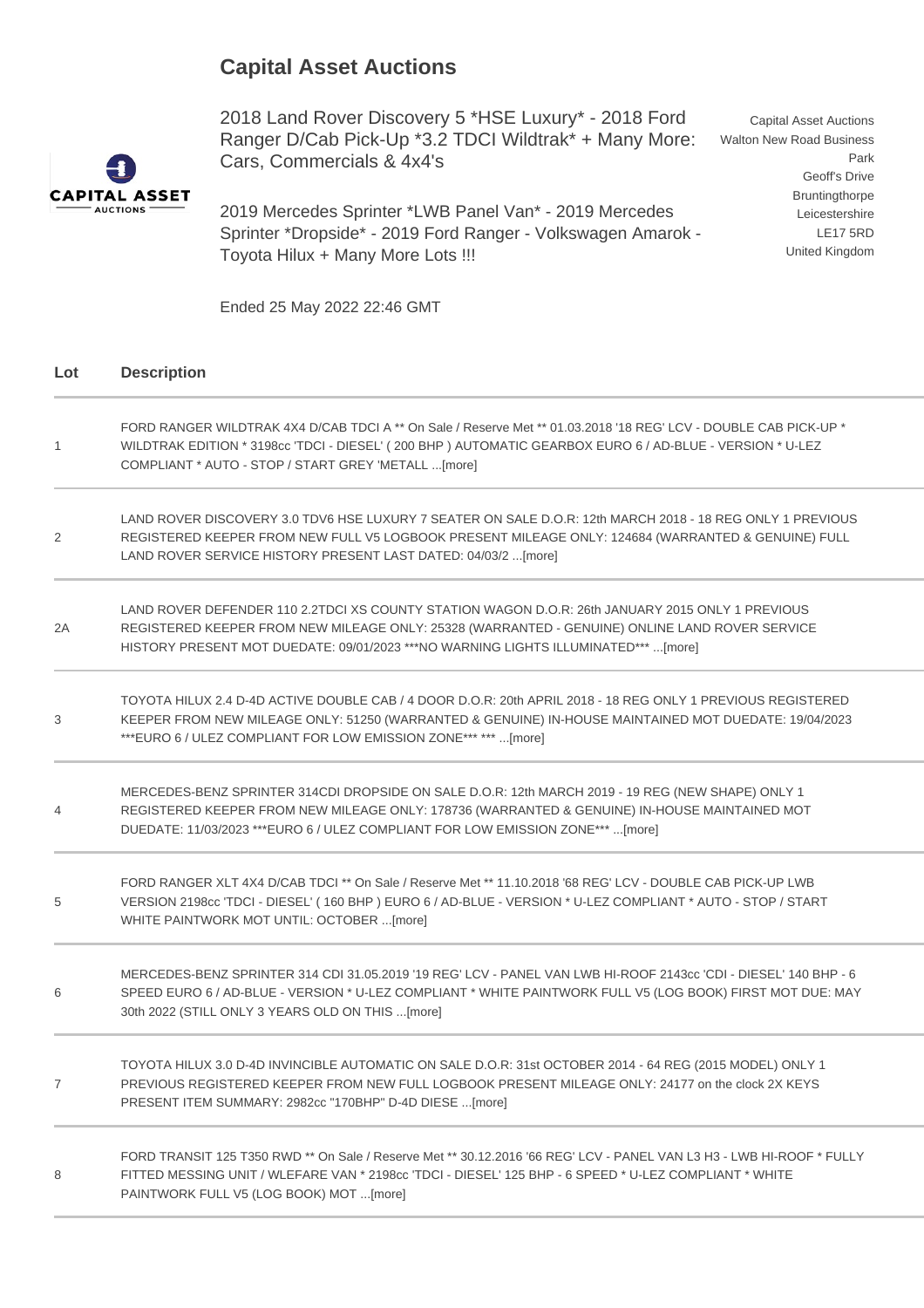# Capital Asset Auctions

2018 Land Rover Discovery 5 *HSE Luxury* - 2018 Ford Ranger D/Cab Pick-Up *3.2 TDCI Wildtrak* + Many More: Cars, Commercials & 4x4's

2019 Mercedes Sprinter *LWB Panel Van* - 2019 Mercedes Sprinter *Dropside* - 2019 Ford Ranger - Volkswagen Amarok - Toyota Hilux + Many More Lots !!!

Ended 25 May 2022 22:46 GMT

Capital Asset Auctions
Walton New Road Business Park
Geoff's Drive
Bruntingthorpe
Leicestershire
LE17 5RD
United Kingdom

| Lot | Description |
|---|---|
| 1 | FORD RANGER WILDTRAK 4X4 D/CAB TDCI A ** On Sale / Reserve Met ** 01.03.2018 '18 REG' LCV - DOUBLE CAB PICK-UP * WILDTRAK EDITION * 3198cc 'TDCI - DIESEL' ( 200 BHP ) AUTOMATIC GEARBOX EURO 6 / AD-BLUE - VERSION * U-LEZ COMPLIANT * AUTO - STOP / START GREY 'METALL ...[more] |
| 2 | LAND ROVER DISCOVERY 3.0 TDV6 HSE LUXURY 7 SEATER ON SALE D.O.R: 12th MARCH 2018 - 18 REG ONLY 1 PREVIOUS REGISTERED KEEPER FROM NEW FULL V5 LOGBOOK PRESENT MILEAGE ONLY: 124684 (WARRANTED & GENUINE) FULL LAND ROVER SERVICE HISTORY PRESENT LAST DATED: 04/03/2 ...[more] |
| 2A | LAND ROVER DEFENDER 110 2.2TDCI XS COUNTY STATION WAGON D.O.R: 26th JANUARY 2015 ONLY 1 PREVIOUS REGISTERED KEEPER FROM NEW MILEAGE ONLY: 25328 (WARRANTED - GENUINE) ONLINE LAND ROVER SERVICE HISTORY PRESENT MOT DUEDATE: 09/01/2023 ***NO WARNING LIGHTS ILLUMINATED*** ...[more] |
| 3 | TOYOTA HILUX 2.4 D-4D ACTIVE DOUBLE CAB / 4 DOOR D.O.R: 20th APRIL 2018 - 18 REG ONLY 1 PREVIOUS REGISTERED KEEPER FROM NEW MILEAGE ONLY: 51250 (WARRANTED & GENUINE) IN-HOUSE MAINTAINED MOT DUEDATE: 19/04/2023 ***EURO 6 / ULEZ COMPLIANT FOR LOW EMISSION ZONE*** *** ...[more] |
| 4 | MERCEDES-BENZ SPRINTER 314CDI DROPSIDE ON SALE D.O.R: 12th MARCH 2019 - 19 REG (NEW SHAPE) ONLY 1 REGISTERED KEEPER FROM NEW MILEAGE ONLY: 178736 (WARRANTED & GENUINE) IN-HOUSE MAINTAINED MOT DUEDATE: 11/03/2023 ***EURO 6 / ULEZ COMPLIANT FOR LOW EMISSION ZONE*** ...[more] |
| 5 | FORD RANGER XLT 4X4 D/CAB TDCI ** On Sale / Reserve Met ** 11.10.2018 '68 REG' LCV - DOUBLE CAB PICK-UP LWB VERSION 2198cc 'TDCI - DIESEL' ( 160 BHP ) EURO 6 / AD-BLUE - VERSION * U-LEZ COMPLIANT * AUTO - STOP / START WHITE PAINTWORK MOT UNTIL: OCTOBER ...[more] |
| 6 | MERCEDES-BENZ SPRINTER 314 CDI 31.05.2019 '19 REG' LCV - PANEL VAN LWB HI-ROOF 2143cc 'CDI - DIESEL' 140 BHP - 6 SPEED EURO 6 / AD-BLUE - VERSION * U-LEZ COMPLIANT * WHITE PAINTWORK FULL V5 (LOG BOOK) FIRST MOT DUE: MAY 30th 2022 (STILL ONLY 3 YEARS OLD ON THIS ...[more] |
| 7 | TOYOTA HILUX 3.0 D-4D INVINCIBLE AUTOMATIC ON SALE D.O.R: 31st OCTOBER 2014 - 64 REG (2015 MODEL) ONLY 1 PREVIOUS REGISTERED KEEPER FROM NEW FULL LOGBOOK PRESENT MILEAGE ONLY: 24177 on the clock 2X KEYS PRESENT ITEM SUMMARY: 2982cc "170BHP" D-4D DIESE ...[more] |
| 8 | FORD TRANSIT 125 T350 RWD ** On Sale / Reserve Met ** 30.12.2016 '66 REG' LCV - PANEL VAN L3 H3 - LWB HI-ROOF * FULLY FITTED MESSING UNIT / WLEFARE VAN * 2198cc 'TDCI - DIESEL' 125 BHP - 6 SPEED * U-LEZ COMPLIANT * WHITE PAINTWORK FULL V5 (LOG BOOK) MOT ...[more] |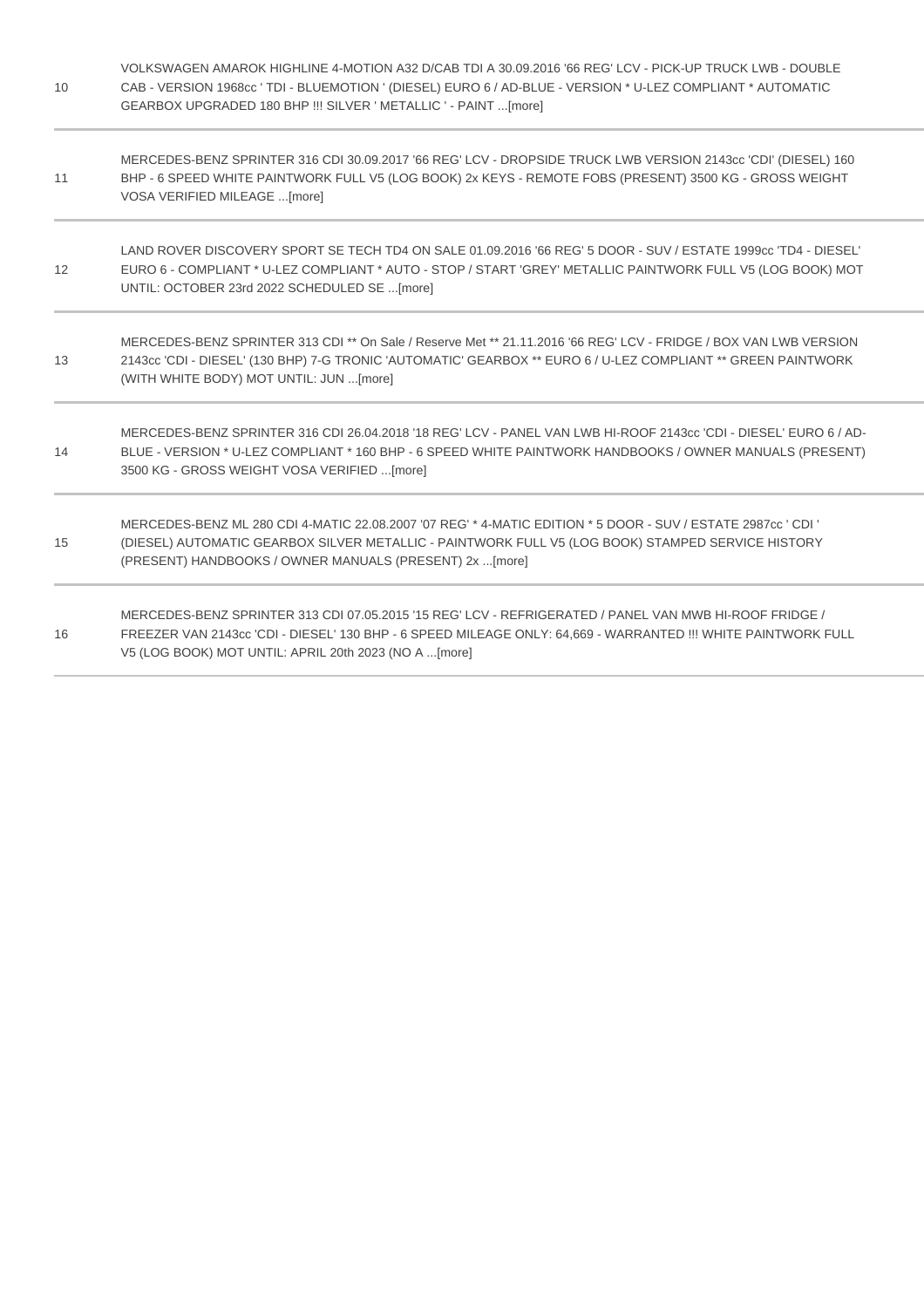| | |
|---|---|
| 10 | VOLKSWAGEN AMAROK HIGHLINE 4-MOTION A32 D/CAB TDI A 30.09.2016 '66 REG' LCV - PICK-UP TRUCK LWB - DOUBLE CAB - VERSION 1968cc ' TDI - BLUEMOTION ' (DIESEL) EURO 6 / AD-BLUE - VERSION * U-LEZ COMPLIANT * AUTOMATIC GEARBOX UPGRADED 180 BHP !!! SILVER ' METALLIC ' - PAINT ...[more] |
| 11 | MERCEDES-BENZ SPRINTER 316 CDI 30.09.2017 '66 REG' LCV - DROPSIDE TRUCK LWB VERSION 2143cc 'CDI' (DIESEL) 160 BHP - 6 SPEED WHITE PAINTWORK FULL V5 (LOG BOOK) 2x KEYS - REMOTE FOBS (PRESENT) 3500 KG - GROSS WEIGHT VOSA VERIFIED MILEAGE ...[more] |
| 12 | LAND ROVER DISCOVERY SPORT SE TECH TD4 ON SALE 01.09.2016 '66 REG' 5 DOOR - SUV / ESTATE 1999cc 'TD4 - DIESEL' EURO 6 - COMPLIANT * U-LEZ COMPLIANT * AUTO - STOP / START 'GREY' METALLIC PAINTWORK FULL V5 (LOG BOOK) MOT UNTIL: OCTOBER 23rd 2022 SCHEDULED SE ...[more] |
| 13 | MERCEDES-BENZ SPRINTER 313 CDI ** On Sale / Reserve Met ** 21.11.2016 '66 REG' LCV - FRIDGE / BOX VAN LWB VERSION 2143cc 'CDI - DIESEL' (130 BHP) 7-G TRONIC 'AUTOMATIC' GEARBOX ** EURO 6 / U-LEZ COMPLIANT ** GREEN PAINTWORK (WITH WHITE BODY) MOT UNTIL: JUN ...[more] |
| 14 | MERCEDES-BENZ SPRINTER 316 CDI 26.04.2018 '18 REG' LCV - PANEL VAN LWB HI-ROOF 2143cc 'CDI - DIESEL' EURO 6 / AD-BLUE - VERSION * U-LEZ COMPLIANT * 160 BHP - 6 SPEED WHITE PAINTWORK HANDBOOKS / OWNER MANUALS (PRESENT) 3500 KG - GROSS WEIGHT VOSA VERIFIED ...[more] |
| 15 | MERCEDES-BENZ ML 280 CDI 4-MATIC 22.08.2007 '07 REG' * 4-MATIC EDITION * 5 DOOR - SUV / ESTATE 2987cc ' CDI ' (DIESEL) AUTOMATIC GEARBOX SILVER METALLIC - PAINTWORK FULL V5 (LOG BOOK) STAMPED SERVICE HISTORY (PRESENT) HANDBOOKS / OWNER MANUALS (PRESENT) 2x ...[more] |
| 16 | MERCEDES-BENZ SPRINTER 313 CDI 07.05.2015 '15 REG' LCV - REFRIGERATED / PANEL VAN MWB HI-ROOF FRIDGE / FREEZER VAN 2143cc 'CDI - DIESEL' 130 BHP - 6 SPEED MILEAGE ONLY: 64,669 - WARRANTED !!! WHITE PAINTWORK FULL V5 (LOG BOOK) MOT UNTIL: APRIL 20th 2023 (NO A ...[more] |